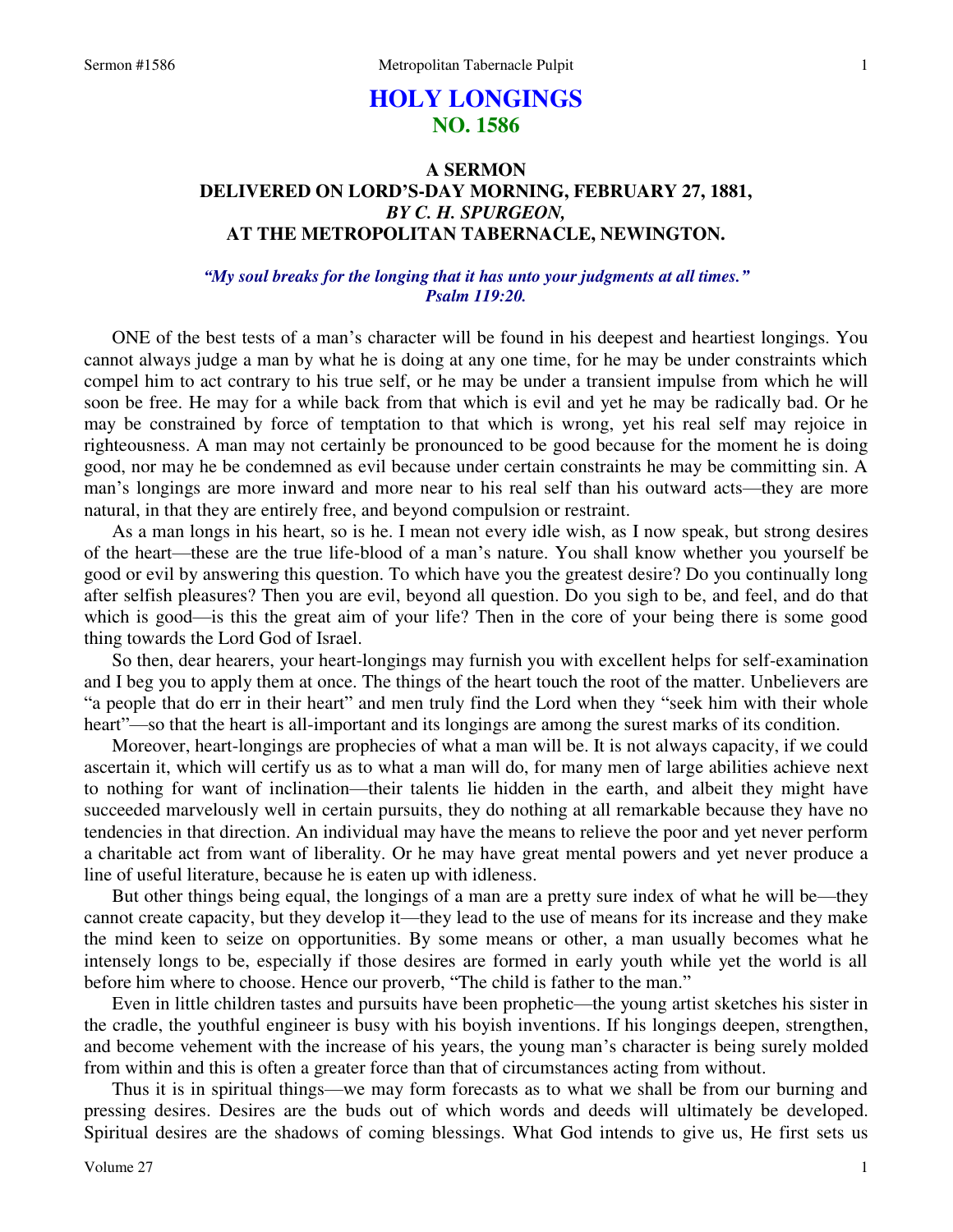# HOLY LONGINGS
## NO. 1586

### A SERMON
### DELIVERED ON LORD'S-DAY MORNING, FEBRUARY 27, 1881,
### *BY C. H. SPURGEON,*
### AT THE METROPOLITAN TABERNACLE, NEWINGTON.

***"My soul breaks for the longing that it has unto your judgments at all times." Psalm 119:20.***

ONE of the best tests of a man's character will be found in his deepest and heartiest longings. You cannot always judge a man by what he is doing at any one time, for he may be under constraints which compel him to act contrary to his true self, or he may be under a transient impulse from which he will soon be free. He may for a while back from that which is evil and yet he may be radically bad. Or he may be constrained by force of temptation to that which is wrong, yet his real self may rejoice in righteousness. A man may not certainly be pronounced to be good because for the moment he is doing good, nor may he be condemned as evil because under certain constraints he may be committing sin. A man's longings are more inward and more near to his real self than his outward acts—they are more natural, in that they are entirely free, and beyond compulsion or restraint.

As a man longs in his heart, so is he. I mean not every idle wish, as I now speak, but strong desires of the heart—these are the true life-blood of a man's nature. You shall know whether you yourself be good or evil by answering this question. To which have you the greatest desire? Do you continually long after selfish pleasures? Then you are evil, beyond all question. Do you sigh to be, and feel, and do that which is good—is this the great aim of your life? Then in the core of your being there is some good thing towards the Lord God of Israel.

So then, dear hearers, your heart-longings may furnish you with excellent helps for self-examination and I beg you to apply them at once. The things of the heart touch the root of the matter. Unbelievers are "a people that do err in their heart" and men truly find the Lord when they "seek him with their whole heart"—so that the heart is all-important and its longings are among the surest marks of its condition.

Moreover, heart-longings are prophecies of what a man will be. It is not always capacity, if we could ascertain it, which will certify us as to what a man will do, for many men of large abilities achieve next to nothing for want of inclination—their talents lie hidden in the earth, and albeit they might have succeeded marvelously well in certain pursuits, they do nothing at all remarkable because they have no tendencies in that direction. An individual may have the means to relieve the poor and yet never perform a charitable act from want of liberality. Or he may have great mental powers and yet never produce a line of useful literature, because he is eaten up with idleness.

But other things being equal, the longings of a man are a pretty sure index of what he will be—they cannot create capacity, but they develop it—they lead to the use of means for its increase and they make the mind keen to seize on opportunities. By some means or other, a man usually becomes what he intensely longs to be, especially if those desires are formed in early youth while yet the world is all before him where to choose. Hence our proverb, "The child is father to the man."

Even in little children tastes and pursuits have been prophetic—the young artist sketches his sister in the cradle, the youthful engineer is busy with his boyish inventions. If his longings deepen, strengthen, and become vehement with the increase of his years, the young man's character is being surely molded from within and this is often a greater force than that of circumstances acting from without.

Thus it is in spiritual things—we may form forecasts as to what we shall be from our burning and pressing desires. Desires are the buds out of which words and deeds will ultimately be developed. Spiritual desires are the shadows of coming blessings. What God intends to give us, He first sets us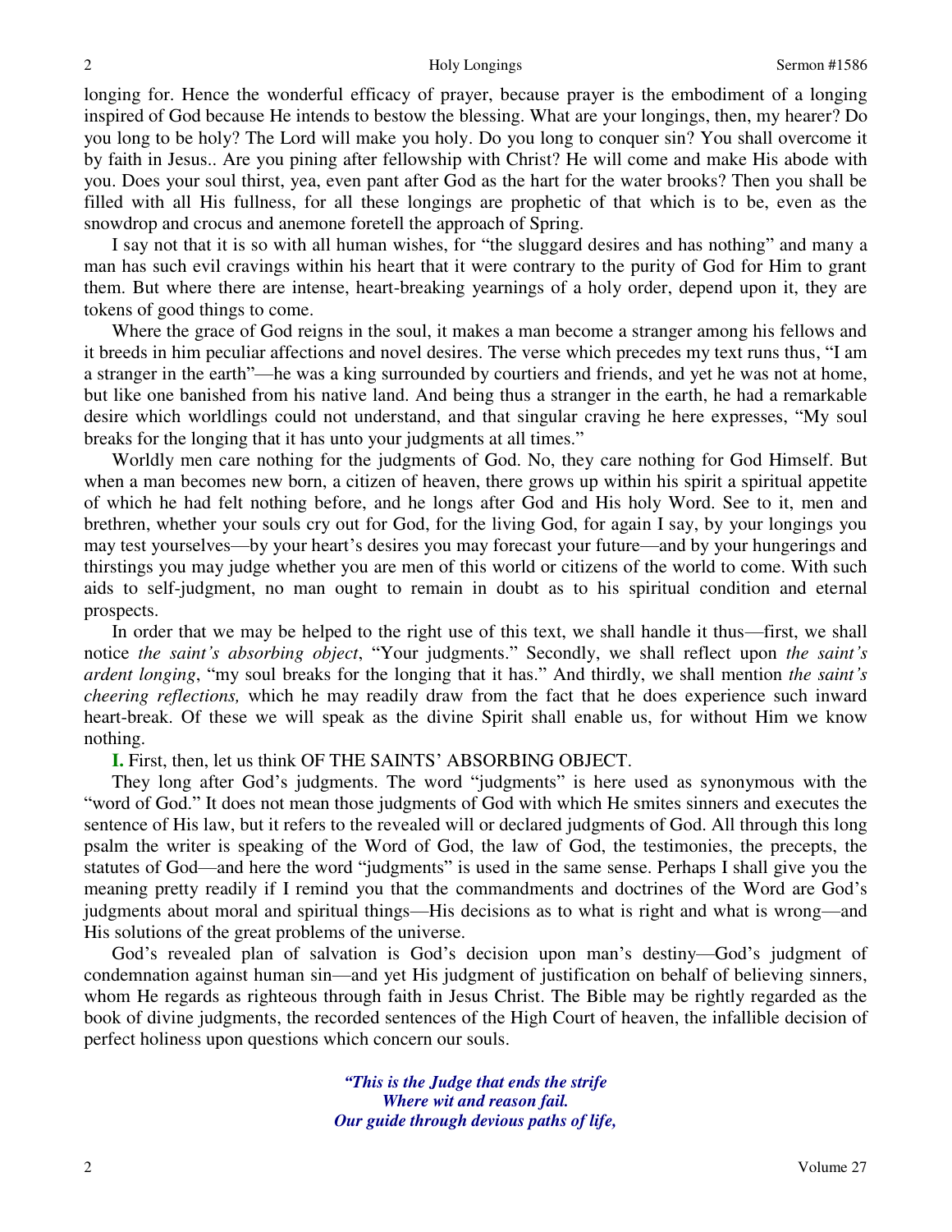longing for. Hence the wonderful efficacy of prayer, because prayer is the embodiment of a longing inspired of God because He intends to bestow the blessing. What are your longings, then, my hearer? Do you long to be holy? The Lord will make you holy. Do you long to conquer sin? You shall overcome it by faith in Jesus.. Are you pining after fellowship with Christ? He will come and make His abode with you. Does your soul thirst, yea, even pant after God as the hart for the water brooks? Then you shall be filled with all His fullness, for all these longings are prophetic of that which is to be, even as the snowdrop and crocus and anemone foretell the approach of Spring.

I say not that it is so with all human wishes, for "the sluggard desires and has nothing" and many a man has such evil cravings within his heart that it were contrary to the purity of God for Him to grant them. But where there are intense, heart-breaking yearnings of a holy order, depend upon it, they are tokens of good things to come.

Where the grace of God reigns in the soul, it makes a man become a stranger among his fellows and it breeds in him peculiar affections and novel desires. The verse which precedes my text runs thus, "I am a stranger in the earth"—he was a king surrounded by courtiers and friends, and yet he was not at home, but like one banished from his native land. And being thus a stranger in the earth, he had a remarkable desire which worldlings could not understand, and that singular craving he here expresses, "My soul breaks for the longing that it has unto your judgments at all times."

Worldly men care nothing for the judgments of God. No, they care nothing for God Himself. But when a man becomes new born, a citizen of heaven, there grows up within his spirit a spiritual appetite of which he had felt nothing before, and he longs after God and His holy Word. See to it, men and brethren, whether your souls cry out for God, for the living God, for again I say, by your longings you may test yourselves—by your heart's desires you may forecast your future—and by your hungerings and thirstings you may judge whether you are men of this world or citizens of the world to come. With such aids to self-judgment, no man ought to remain in doubt as to his spiritual condition and eternal prospects.

In order that we may be helped to the right use of this text, we shall handle it thus—first, we shall notice *the saint's absorbing object*, "Your judgments." Secondly, we shall reflect upon *the saint's ardent longing*, "my soul breaks for the longing that it has." And thirdly, we shall mention *the saint's cheering reflections,* which he may readily draw from the fact that he does experience such inward heart-break. Of these we will speak as the divine Spirit shall enable us, for without Him we know nothing.

**I.** First, then, let us think OF THE SAINTS' ABSORBING OBJECT.

They long after God's judgments. The word "judgments" is here used as synonymous with the "word of God." It does not mean those judgments of God with which He smites sinners and executes the sentence of His law, but it refers to the revealed will or declared judgments of God. All through this long psalm the writer is speaking of the Word of God, the law of God, the testimonies, the precepts, the statutes of God—and here the word "judgments" is used in the same sense. Perhaps I shall give you the meaning pretty readily if I remind you that the commandments and doctrines of the Word are God's judgments about moral and spiritual things—His decisions as to what is right and what is wrong—and His solutions of the great problems of the universe.

God's revealed plan of salvation is God's decision upon man's destiny—God's judgment of condemnation against human sin—and yet His judgment of justification on behalf of believing sinners, whom He regards as righteous through faith in Jesus Christ. The Bible may be rightly regarded as the book of divine judgments, the recorded sentences of the High Court of heaven, the infallible decision of perfect holiness upon questions which concern our souls.

*"This is the Judge that ends the strife*
*Where wit and reason fail.*
*Our guide through devious paths of life,*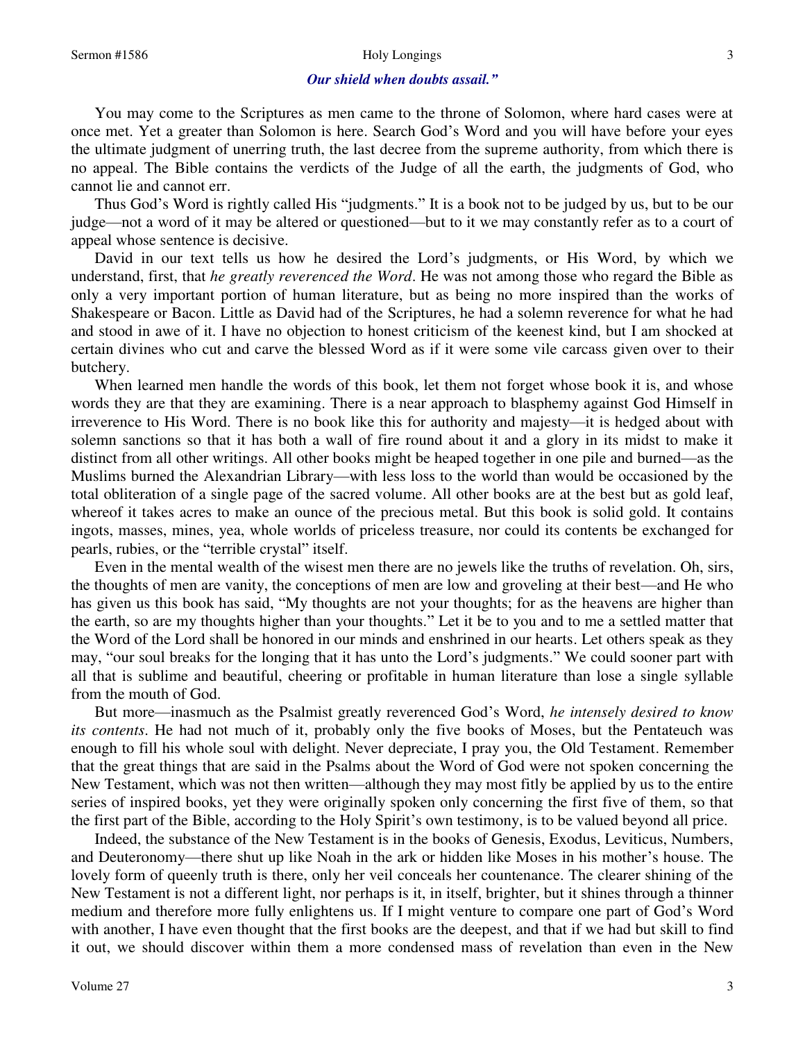***Our shield when doubts assail."***

You may come to the Scriptures as men came to the throne of Solomon, where hard cases were at once met. Yet a greater than Solomon is here. Search God's Word and you will have before your eyes the ultimate judgment of unerring truth, the last decree from the supreme authority, from which there is no appeal. The Bible contains the verdicts of the Judge of all the earth, the judgments of God, who cannot lie and cannot err.

Thus God's Word is rightly called His "judgments." It is a book not to be judged by us, but to be our judge—not a word of it may be altered or questioned—but to it we may constantly refer as to a court of appeal whose sentence is decisive.

David in our text tells us how he desired the Lord's judgments, or His Word, by which we understand, first, that *he greatly reverenced the Word*. He was not among those who regard the Bible as only a very important portion of human literature, but as being no more inspired than the works of Shakespeare or Bacon. Little as David had of the Scriptures, he had a solemn reverence for what he had and stood in awe of it. I have no objection to honest criticism of the keenest kind, but I am shocked at certain divines who cut and carve the blessed Word as if it were some vile carcass given over to their butchery.

When learned men handle the words of this book, let them not forget whose book it is, and whose words they are that they are examining. There is a near approach to blasphemy against God Himself in irreverence to His Word. There is no book like this for authority and majesty—it is hedged about with solemn sanctions so that it has both a wall of fire round about it and a glory in its midst to make it distinct from all other writings. All other books might be heaped together in one pile and burned—as the Muslims burned the Alexandrian Library—with less loss to the world than would be occasioned by the total obliteration of a single page of the sacred volume. All other books are at the best but as gold leaf, whereof it takes acres to make an ounce of the precious metal. But this book is solid gold. It contains ingots, masses, mines, yea, whole worlds of priceless treasure, nor could its contents be exchanged for pearls, rubies, or the "terrible crystal" itself.

Even in the mental wealth of the wisest men there are no jewels like the truths of revelation. Oh, sirs, the thoughts of men are vanity, the conceptions of men are low and groveling at their best—and He who has given us this book has said, "My thoughts are not your thoughts; for as the heavens are higher than the earth, so are my thoughts higher than your thoughts." Let it be to you and to me a settled matter that the Word of the Lord shall be honored in our minds and enshrined in our hearts. Let others speak as they may, "our soul breaks for the longing that it has unto the Lord's judgments." We could sooner part with all that is sublime and beautiful, cheering or profitable in human literature than lose a single syllable from the mouth of God.

But more—inasmuch as the Psalmist greatly reverenced God's Word, *he intensely desired to know its contents*. He had not much of it, probably only the five books of Moses, but the Pentateuch was enough to fill his whole soul with delight. Never depreciate, I pray you, the Old Testament. Remember that the great things that are said in the Psalms about the Word of God were not spoken concerning the New Testament, which was not then written—although they may most fitly be applied by us to the entire series of inspired books, yet they were originally spoken only concerning the first five of them, so that the first part of the Bible, according to the Holy Spirit's own testimony, is to be valued beyond all price.

Indeed, the substance of the New Testament is in the books of Genesis, Exodus, Leviticus, Numbers, and Deuteronomy—there shut up like Noah in the ark or hidden like Moses in his mother's house. The lovely form of queenly truth is there, only her veil conceals her countenance. The clearer shining of the New Testament is not a different light, nor perhaps is it, in itself, brighter, but it shines through a thinner medium and therefore more fully enlightens us. If I might venture to compare one part of God's Word with another, I have even thought that the first books are the deepest, and that if we had but skill to find it out, we should discover within them a more condensed mass of revelation than even in the New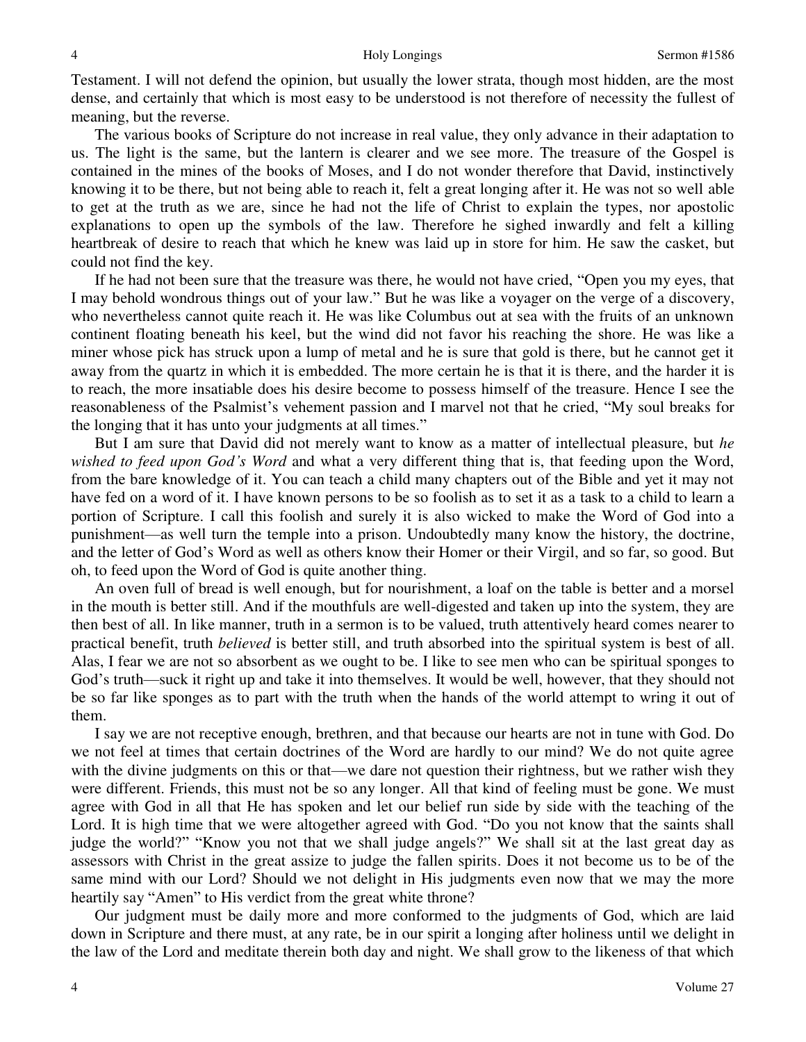Testament. I will not defend the opinion, but usually the lower strata, though most hidden, are the most dense, and certainly that which is most easy to be understood is not therefore of necessity the fullest of meaning, but the reverse.

The various books of Scripture do not increase in real value, they only advance in their adaptation to us. The light is the same, but the lantern is clearer and we see more. The treasure of the Gospel is contained in the mines of the books of Moses, and I do not wonder therefore that David, instinctively knowing it to be there, but not being able to reach it, felt a great longing after it. He was not so well able to get at the truth as we are, since he had not the life of Christ to explain the types, nor apostolic explanations to open up the symbols of the law. Therefore he sighed inwardly and felt a killing heartbreak of desire to reach that which he knew was laid up in store for him. He saw the casket, but could not find the key.

If he had not been sure that the treasure was there, he would not have cried, "Open you my eyes, that I may behold wondrous things out of your law." But he was like a voyager on the verge of a discovery, who nevertheless cannot quite reach it. He was like Columbus out at sea with the fruits of an unknown continent floating beneath his keel, but the wind did not favor his reaching the shore. He was like a miner whose pick has struck upon a lump of metal and he is sure that gold is there, but he cannot get it away from the quartz in which it is embedded. The more certain he is that it is there, and the harder it is to reach, the more insatiable does his desire become to possess himself of the treasure. Hence I see the reasonableness of the Psalmist's vehement passion and I marvel not that he cried, "My soul breaks for the longing that it has unto your judgments at all times."

But I am sure that David did not merely want to know as a matter of intellectual pleasure, but *he wished to feed upon God's Word* and what a very different thing that is, that feeding upon the Word, from the bare knowledge of it. You can teach a child many chapters out of the Bible and yet it may not have fed on a word of it. I have known persons to be so foolish as to set it as a task to a child to learn a portion of Scripture. I call this foolish and surely it is also wicked to make the Word of God into a punishment—as well turn the temple into a prison. Undoubtedly many know the history, the doctrine, and the letter of God's Word as well as others know their Homer or their Virgil, and so far, so good. But oh, to feed upon the Word of God is quite another thing.

An oven full of bread is well enough, but for nourishment, a loaf on the table is better and a morsel in the mouth is better still. And if the mouthfuls are well-digested and taken up into the system, they are then best of all. In like manner, truth in a sermon is to be valued, truth attentively heard comes nearer to practical benefit, truth *believed* is better still, and truth absorbed into the spiritual system is best of all. Alas, I fear we are not so absorbent as we ought to be. I like to see men who can be spiritual sponges to God's truth—suck it right up and take it into themselves. It would be well, however, that they should not be so far like sponges as to part with the truth when the hands of the world attempt to wring it out of them.

I say we are not receptive enough, brethren, and that because our hearts are not in tune with God. Do we not feel at times that certain doctrines of the Word are hardly to our mind? We do not quite agree with the divine judgments on this or that—we dare not question their rightness, but we rather wish they were different. Friends, this must not be so any longer. All that kind of feeling must be gone. We must agree with God in all that He has spoken and let our belief run side by side with the teaching of the Lord. It is high time that we were altogether agreed with God. "Do you not know that the saints shall judge the world?" "Know you not that we shall judge angels?" We shall sit at the last great day as assessors with Christ in the great assize to judge the fallen spirits. Does it not become us to be of the same mind with our Lord? Should we not delight in His judgments even now that we may the more heartily say "Amen" to His verdict from the great white throne?

Our judgment must be daily more and more conformed to the judgments of God, which are laid down in Scripture and there must, at any rate, be in our spirit a longing after holiness until we delight in the law of the Lord and meditate therein both day and night. We shall grow to the likeness of that which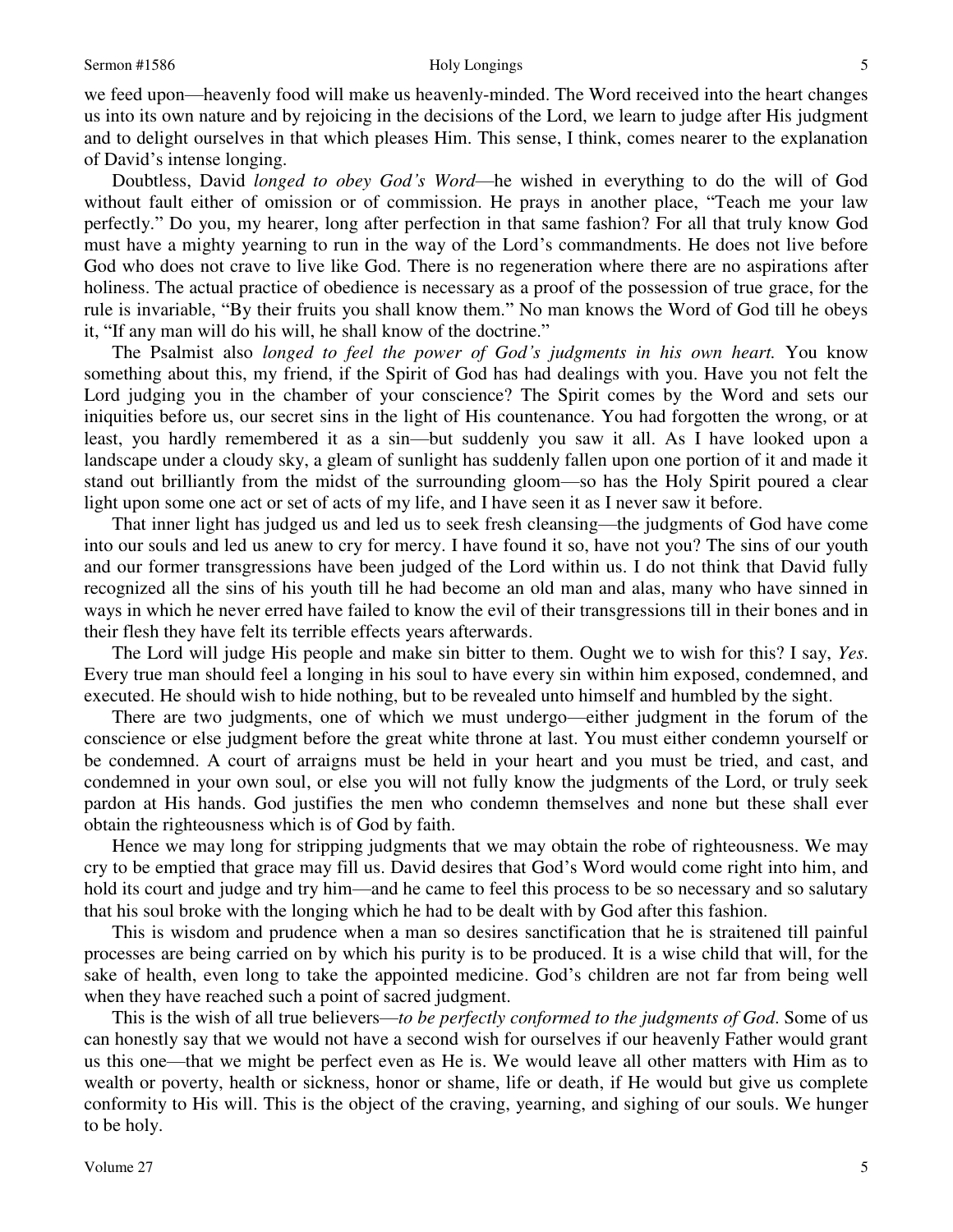we feed upon—heavenly food will make us heavenly-minded. The Word received into the heart changes us into its own nature and by rejoicing in the decisions of the Lord, we learn to judge after His judgment and to delight ourselves in that which pleases Him. This sense, I think, comes nearer to the explanation of David's intense longing.

Doubtless, David *longed to obey God's Word*—he wished in everything to do the will of God without fault either of omission or of commission. He prays in another place, "Teach me your law perfectly." Do you, my hearer, long after perfection in that same fashion? For all that truly know God must have a mighty yearning to run in the way of the Lord's commandments. He does not live before God who does not crave to live like God. There is no regeneration where there are no aspirations after holiness. The actual practice of obedience is necessary as a proof of the possession of true grace, for the rule is invariable, "By their fruits you shall know them." No man knows the Word of God till he obeys it, "If any man will do his will, he shall know of the doctrine."

The Psalmist also *longed to feel the power of God's judgments in his own heart.* You know something about this, my friend, if the Spirit of God has had dealings with you. Have you not felt the Lord judging you in the chamber of your conscience? The Spirit comes by the Word and sets our iniquities before us, our secret sins in the light of His countenance. You had forgotten the wrong, or at least, you hardly remembered it as a sin—but suddenly you saw it all. As I have looked upon a landscape under a cloudy sky, a gleam of sunlight has suddenly fallen upon one portion of it and made it stand out brilliantly from the midst of the surrounding gloom—so has the Holy Spirit poured a clear light upon some one act or set of acts of my life, and I have seen it as I never saw it before.

That inner light has judged us and led us to seek fresh cleansing—the judgments of God have come into our souls and led us anew to cry for mercy. I have found it so, have not you? The sins of our youth and our former transgressions have been judged of the Lord within us. I do not think that David fully recognized all the sins of his youth till he had become an old man and alas, many who have sinned in ways in which he never erred have failed to know the evil of their transgressions till in their bones and in their flesh they have felt its terrible effects years afterwards.

The Lord will judge His people and make sin bitter to them. Ought we to wish for this? I say, *Yes*. Every true man should feel a longing in his soul to have every sin within him exposed, condemned, and executed. He should wish to hide nothing, but to be revealed unto himself and humbled by the sight.

There are two judgments, one of which we must undergo—either judgment in the forum of the conscience or else judgment before the great white throne at last. You must either condemn yourself or be condemned. A court of arraigns must be held in your heart and you must be tried, and cast, and condemned in your own soul, or else you will not fully know the judgments of the Lord, or truly seek pardon at His hands. God justifies the men who condemn themselves and none but these shall ever obtain the righteousness which is of God by faith.

Hence we may long for stripping judgments that we may obtain the robe of righteousness. We may cry to be emptied that grace may fill us. David desires that God's Word would come right into him, and hold its court and judge and try him—and he came to feel this process to be so necessary and so salutary that his soul broke with the longing which he had to be dealt with by God after this fashion.

This is wisdom and prudence when a man so desires sanctification that he is straitened till painful processes are being carried on by which his purity is to be produced. It is a wise child that will, for the sake of health, even long to take the appointed medicine. God's children are not far from being well when they have reached such a point of sacred judgment.

This is the wish of all true believers—*to be perfectly conformed to the judgments of God*. Some of us can honestly say that we would not have a second wish for ourselves if our heavenly Father would grant us this one—that we might be perfect even as He is. We would leave all other matters with Him as to wealth or poverty, health or sickness, honor or shame, life or death, if He would but give us complete conformity to His will. This is the object of the craving, yearning, and sighing of our souls. We hunger to be holy.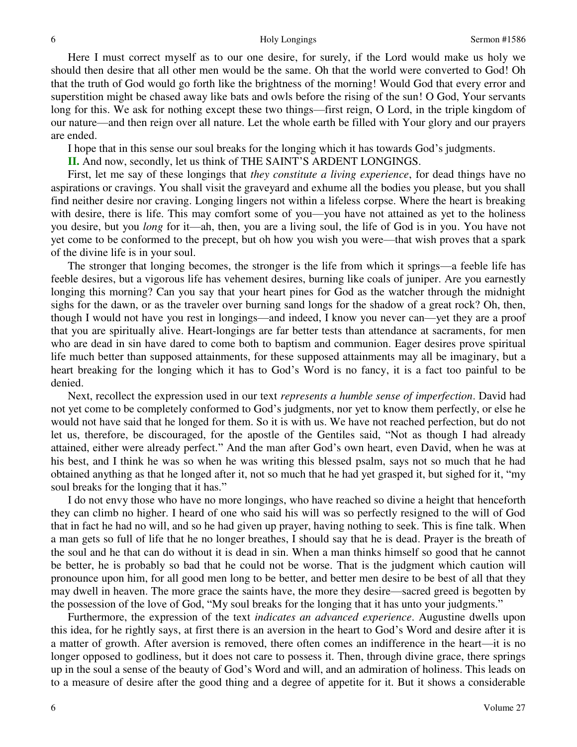Here I must correct myself as to our one desire, for surely, if the Lord would make us holy we should then desire that all other men would be the same. Oh that the world were converted to God! Oh that the truth of God would go forth like the brightness of the morning! Would God that every error and superstition might be chased away like bats and owls before the rising of the sun! O God, Your servants long for this. We ask for nothing except these two things—first reign, O Lord, in the triple kingdom of our nature—and then reign over all nature. Let the whole earth be filled with Your glory and our prayers are ended.

I hope that in this sense our soul breaks for the longing which it has towards God's judgments.

**II.** And now, secondly, let us think of THE SAINT'S ARDENT LONGINGS.

First, let me say of these longings that *they constitute a living experience*, for dead things have no aspirations or cravings. You shall visit the graveyard and exhume all the bodies you please, but you shall find neither desire nor craving. Longing lingers not within a lifeless corpse. Where the heart is breaking with desire, there is life. This may comfort some of you—you have not attained as yet to the holiness you desire, but you *long* for it—ah, then, you are a living soul, the life of God is in you. You have not yet come to be conformed to the precept, but oh how you wish you were—that wish proves that a spark of the divine life is in your soul.

The stronger that longing becomes, the stronger is the life from which it springs—a feeble life has feeble desires, but a vigorous life has vehement desires, burning like coals of juniper. Are you earnestly longing this morning? Can you say that your heart pines for God as the watcher through the midnight sighs for the dawn, or as the traveler over burning sand longs for the shadow of a great rock? Oh, then, though I would not have you rest in longings—and indeed, I know you never can—yet they are a proof that you are spiritually alive. Heart-longings are far better tests than attendance at sacraments, for men who are dead in sin have dared to come both to baptism and communion. Eager desires prove spiritual life much better than supposed attainments, for these supposed attainments may all be imaginary, but a heart breaking for the longing which it has to God's Word is no fancy, it is a fact too painful to be denied.

Next, recollect the expression used in our text *represents a humble sense of imperfection*. David had not yet come to be completely conformed to God's judgments, nor yet to know them perfectly, or else he would not have said that he longed for them. So it is with us. We have not reached perfection, but do not let us, therefore, be discouraged, for the apostle of the Gentiles said, "Not as though I had already attained, either were already perfect." And the man after God's own heart, even David, when he was at his best, and I think he was so when he was writing this blessed psalm, says not so much that he had obtained anything as that he longed after it, not so much that he had yet grasped it, but sighed for it, "my soul breaks for the longing that it has."

I do not envy those who have no more longings, who have reached so divine a height that henceforth they can climb no higher. I heard of one who said his will was so perfectly resigned to the will of God that in fact he had no will, and so he had given up prayer, having nothing to seek. This is fine talk. When a man gets so full of life that he no longer breathes, I should say that he is dead. Prayer is the breath of the soul and he that can do without it is dead in sin. When a man thinks himself so good that he cannot be better, he is probably so bad that he could not be worse. That is the judgment which caution will pronounce upon him, for all good men long to be better, and better men desire to be best of all that they may dwell in heaven. The more grace the saints have, the more they desire—sacred greed is begotten by the possession of the love of God, "My soul breaks for the longing that it has unto your judgments."

Furthermore, the expression of the text *indicates an advanced experience*. Augustine dwells upon this idea, for he rightly says, at first there is an aversion in the heart to God's Word and desire after it is a matter of growth. After aversion is removed, there often comes an indifference in the heart—it is no longer opposed to godliness, but it does not care to possess it. Then, through divine grace, there springs up in the soul a sense of the beauty of God's Word and will, and an admiration of holiness. This leads on to a measure of desire after the good thing and a degree of appetite for it. But it shows a considerable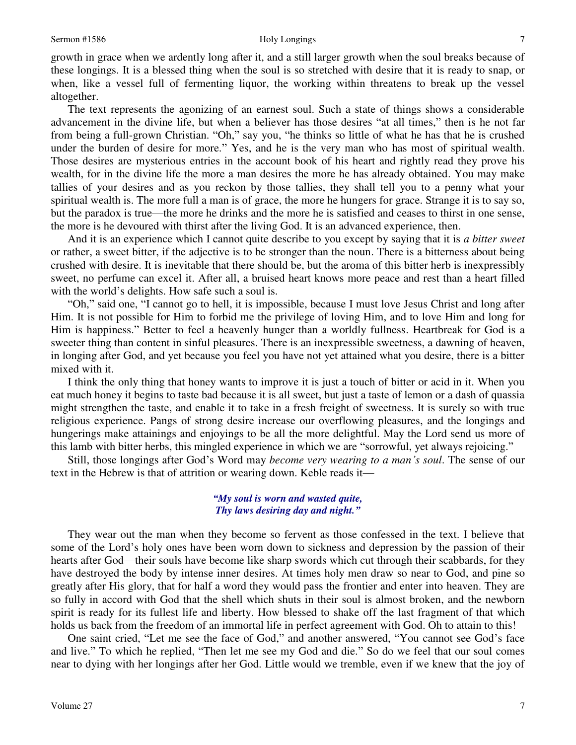growth in grace when we ardently long after it, and a still larger growth when the soul breaks because of these longings. It is a blessed thing when the soul is so stretched with desire that it is ready to snap, or when, like a vessel full of fermenting liquor, the working within threatens to break up the vessel altogether.

The text represents the agonizing of an earnest soul. Such a state of things shows a considerable advancement in the divine life, but when a believer has those desires "at all times," then is he not far from being a full-grown Christian. "Oh," say you, "he thinks so little of what he has that he is crushed under the burden of desire for more." Yes, and he is the very man who has most of spiritual wealth. Those desires are mysterious entries in the account book of his heart and rightly read they prove his wealth, for in the divine life the more a man desires the more he has already obtained. You may make tallies of your desires and as you reckon by those tallies, they shall tell you to a penny what your spiritual wealth is. The more full a man is of grace, the more he hungers for grace. Strange it is to say so, but the paradox is true—the more he drinks and the more he is satisfied and ceases to thirst in one sense, the more is he devoured with thirst after the living God. It is an advanced experience, then.

And it is an experience which I cannot quite describe to you except by saying that it is *a bitter sweet* or rather, a sweet bitter, if the adjective is to be stronger than the noun. There is a bitterness about being crushed with desire. It is inevitable that there should be, but the aroma of this bitter herb is inexpressibly sweet, no perfume can excel it. After all, a bruised heart knows more peace and rest than a heart filled with the world's delights. How safe such a soul is.

"Oh," said one, "I cannot go to hell, it is impossible, because I must love Jesus Christ and long after Him. It is not possible for Him to forbid me the privilege of loving Him, and to love Him and long for Him is happiness." Better to feel a heavenly hunger than a worldly fullness. Heartbreak for God is a sweeter thing than content in sinful pleasures. There is an inexpressible sweetness, a dawning of heaven, in longing after God, and yet because you feel you have not yet attained what you desire, there is a bitter mixed with it.

I think the only thing that honey wants to improve it is just a touch of bitter or acid in it. When you eat much honey it begins to taste bad because it is all sweet, but just a taste of lemon or a dash of quassia might strengthen the taste, and enable it to take in a fresh freight of sweetness. It is surely so with true religious experience. Pangs of strong desire increase our overflowing pleasures, and the longings and hungerings make attainings and enjoyings to be all the more delightful. May the Lord send us more of this lamb with bitter herbs, this mingled experience in which we are "sorrowful, yet always rejoicing."

Still, those longings after God's Word may *become very wearing to a man's soul*. The sense of our text in the Hebrew is that of attrition or wearing down. Keble reads it—

> ***"My soul is worn and wasted quite,***
> ***Thy laws desiring day and night."***

They wear out the man when they become so fervent as those confessed in the text. I believe that some of the Lord's holy ones have been worn down to sickness and depression by the passion of their hearts after God—their souls have become like sharp swords which cut through their scabbards, for they have destroyed the body by intense inner desires. At times holy men draw so near to God, and pine so greatly after His glory, that for half a word they would pass the frontier and enter into heaven. They are so fully in accord with God that the shell which shuts in their soul is almost broken, and the newborn spirit is ready for its fullest life and liberty. How blessed to shake off the last fragment of that which holds us back from the freedom of an immortal life in perfect agreement with God. Oh to attain to this!

One saint cried, "Let me see the face of God," and another answered, "You cannot see God's face and live." To which he replied, "Then let me see my God and die." So do we feel that our soul comes near to dying with her longings after her God. Little would we tremble, even if we knew that the joy of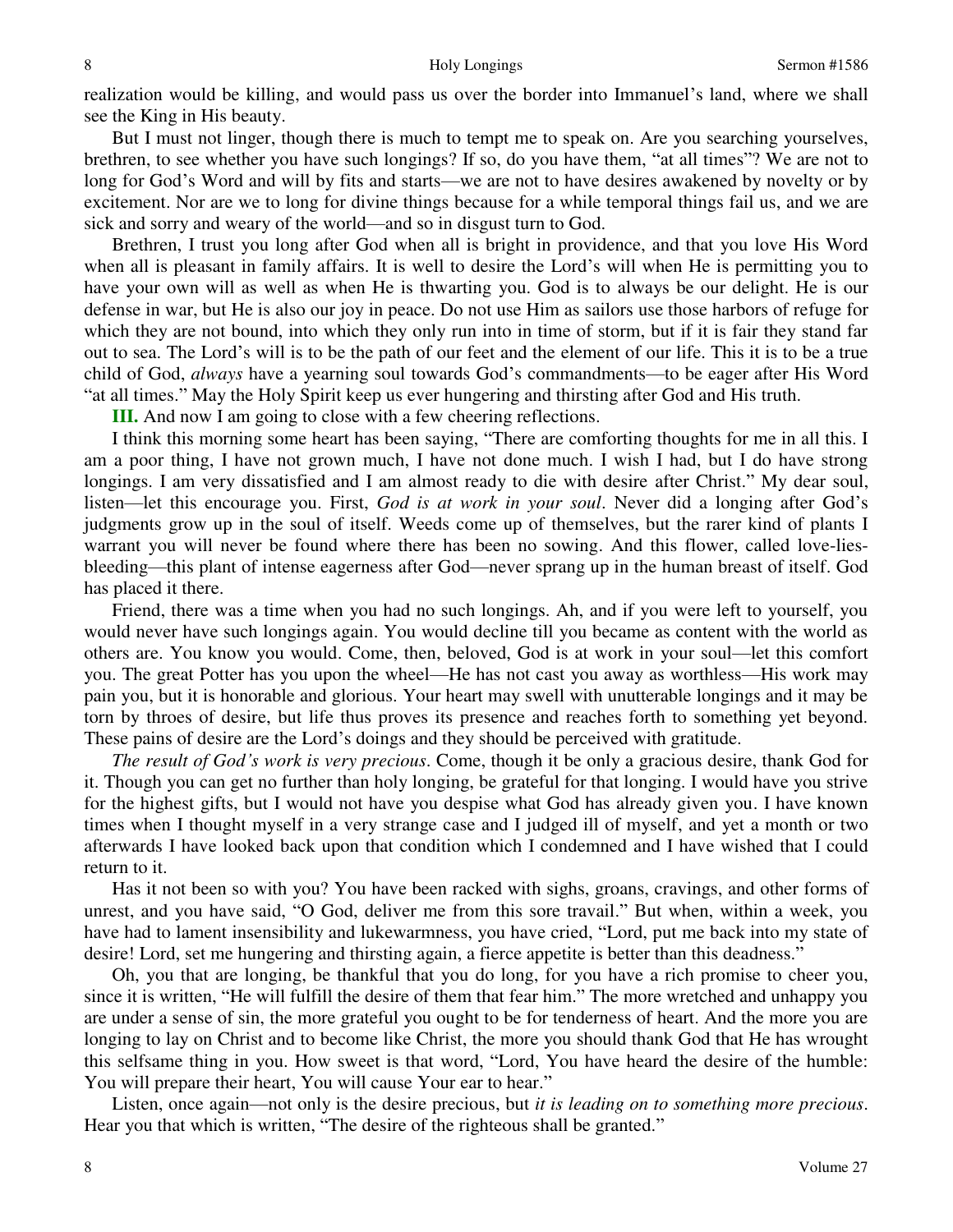realization would be killing, and would pass us over the border into Immanuel's land, where we shall see the King in His beauty.

But I must not linger, though there is much to tempt me to speak on. Are you searching yourselves, brethren, to see whether you have such longings? If so, do you have them, "at all times"? We are not to long for God's Word and will by fits and starts—we are not to have desires awakened by novelty or by excitement. Nor are we to long for divine things because for a while temporal things fail us, and we are sick and sorry and weary of the world—and so in disgust turn to God.

Brethren, I trust you long after God when all is bright in providence, and that you love His Word when all is pleasant in family affairs. It is well to desire the Lord's will when He is permitting you to have your own will as well as when He is thwarting you. God is to always be our delight. He is our defense in war, but He is also our joy in peace. Do not use Him as sailors use those harbors of refuge for which they are not bound, into which they only run into in time of storm, but if it is fair they stand far out to sea. The Lord's will is to be the path of our feet and the element of our life. This it is to be a true child of God, *always* have a yearning soul towards God's commandments—to be eager after His Word "at all times." May the Holy Spirit keep us ever hungering and thirsting after God and His truth.

**III.** And now I am going to close with a few cheering reflections.

I think this morning some heart has been saying, "There are comforting thoughts for me in all this. I am a poor thing, I have not grown much, I have not done much. I wish I had, but I do have strong longings. I am very dissatisfied and I am almost ready to die with desire after Christ." My dear soul, listen—let this encourage you. First, *God is at work in your soul*. Never did a longing after God's judgments grow up in the soul of itself. Weeds come up of themselves, but the rarer kind of plants I warrant you will never be found where there has been no sowing. And this flower, called love-lies-bleeding—this plant of intense eagerness after God—never sprang up in the human breast of itself. God has placed it there.

Friend, there was a time when you had no such longings. Ah, and if you were left to yourself, you would never have such longings again. You would decline till you became as content with the world as others are. You know you would. Come, then, beloved, God is at work in your soul—let this comfort you. The great Potter has you upon the wheel—He has not cast you away as worthless—His work may pain you, but it is honorable and glorious. Your heart may swell with unutterable longings and it may be torn by throes of desire, but life thus proves its presence and reaches forth to something yet beyond. These pains of desire are the Lord's doings and they should be perceived with gratitude.

*The result of God's work is very precious*. Come, though it be only a gracious desire, thank God for it. Though you can get no further than holy longing, be grateful for that longing. I would have you strive for the highest gifts, but I would not have you despise what God has already given you. I have known times when I thought myself in a very strange case and I judged ill of myself, and yet a month or two afterwards I have looked back upon that condition which I condemned and I have wished that I could return to it.

Has it not been so with you? You have been racked with sighs, groans, cravings, and other forms of unrest, and you have said, "O God, deliver me from this sore travail." But when, within a week, you have had to lament insensibility and lukewarmness, you have cried, "Lord, put me back into my state of desire! Lord, set me hungering and thirsting again, a fierce appetite is better than this deadness."

Oh, you that are longing, be thankful that you do long, for you have a rich promise to cheer you, since it is written, "He will fulfill the desire of them that fear him." The more wretched and unhappy you are under a sense of sin, the more grateful you ought to be for tenderness of heart. And the more you are longing to lay on Christ and to become like Christ, the more you should thank God that He has wrought this selfsame thing in you. How sweet is that word, "Lord, You have heard the desire of the humble: You will prepare their heart, You will cause Your ear to hear."

Listen, once again—not only is the desire precious, but *it is leading on to something more precious*. Hear you that which is written, "The desire of the righteous shall be granted."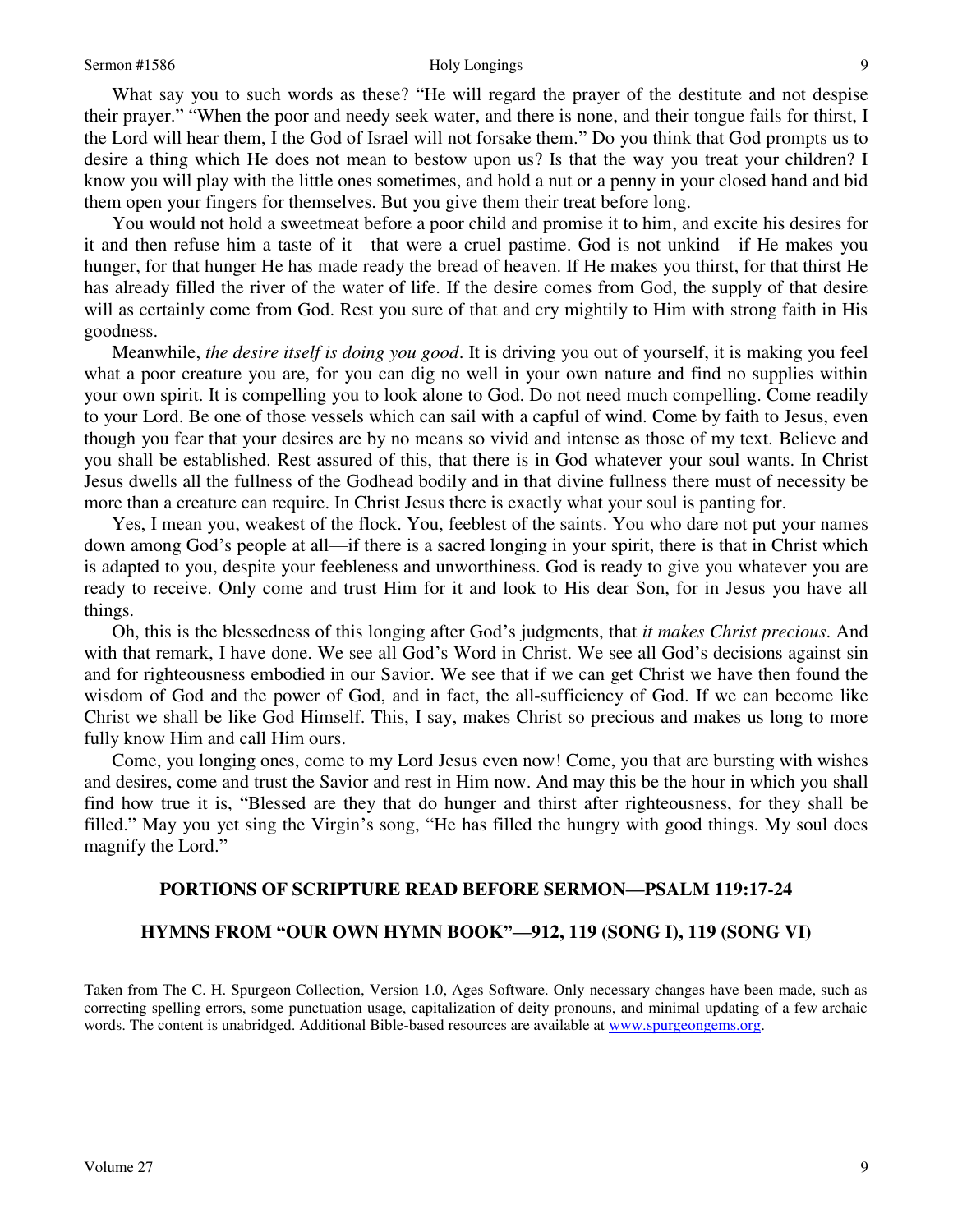What say you to such words as these? "He will regard the prayer of the destitute and not despise their prayer." "When the poor and needy seek water, and there is none, and their tongue fails for thirst, I the Lord will hear them, I the God of Israel will not forsake them." Do you think that God prompts us to desire a thing which He does not mean to bestow upon us? Is that the way you treat your children? I know you will play with the little ones sometimes, and hold a nut or a penny in your closed hand and bid them open your fingers for themselves. But you give them their treat before long.

You would not hold a sweetmeat before a poor child and promise it to him, and excite his desires for it and then refuse him a taste of it—that were a cruel pastime. God is not unkind—if He makes you hunger, for that hunger He has made ready the bread of heaven. If He makes you thirst, for that thirst He has already filled the river of the water of life. If the desire comes from God, the supply of that desire will as certainly come from God. Rest you sure of that and cry mightily to Him with strong faith in His goodness.

Meanwhile, *the desire itself is doing you good*. It is driving you out of yourself, it is making you feel what a poor creature you are, for you can dig no well in your own nature and find no supplies within your own spirit. It is compelling you to look alone to God. Do not need much compelling. Come readily to your Lord. Be one of those vessels which can sail with a capful of wind. Come by faith to Jesus, even though you fear that your desires are by no means so vivid and intense as those of my text. Believe and you shall be established. Rest assured of this, that there is in God whatever your soul wants. In Christ Jesus dwells all the fullness of the Godhead bodily and in that divine fullness there must of necessity be more than a creature can require. In Christ Jesus there is exactly what your soul is panting for.

Yes, I mean you, weakest of the flock. You, feeblest of the saints. You who dare not put your names down among God's people at all—if there is a sacred longing in your spirit, there is that in Christ which is adapted to you, despite your feebleness and unworthiness. God is ready to give you whatever you are ready to receive. Only come and trust Him for it and look to His dear Son, for in Jesus you have all things.

Oh, this is the blessedness of this longing after God's judgments, that *it makes Christ precious*. And with that remark, I have done. We see all God's Word in Christ. We see all God's decisions against sin and for righteousness embodied in our Savior. We see that if we can get Christ we have then found the wisdom of God and the power of God, and in fact, the all-sufficiency of God. If we can become like Christ we shall be like God Himself. This, I say, makes Christ so precious and makes us long to more fully know Him and call Him ours.

Come, you longing ones, come to my Lord Jesus even now! Come, you that are bursting with wishes and desires, come and trust the Savior and rest in Him now. And may this be the hour in which you shall find how true it is, "Blessed are they that do hunger and thirst after righteousness, for they shall be filled." May you yet sing the Virgin's song, "He has filled the hungry with good things. My soul does magnify the Lord."

**PORTIONS OF SCRIPTURE READ BEFORE SERMON—PSALM 119:17-24**

**HYMNS FROM "OUR OWN HYMN BOOK"—912, 119 (SONG I), 119 (SONG VI)**

---

Taken from The C. H. Spurgeon Collection, Version 1.0, Ages Software. Only necessary changes have been made, such as correcting spelling errors, some punctuation usage, capitalization of deity pronouns, and minimal updating of a few archaic words. The content is unabridged. Additional Bible-based resources are available at www.spurgeongems.org.